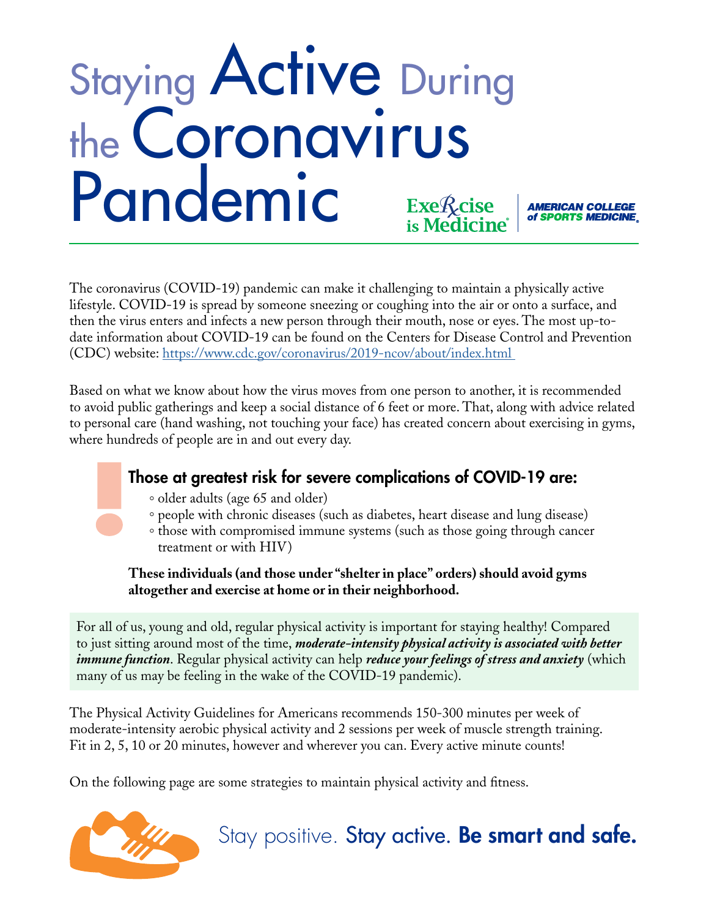# Staying Active During the Coronavirus Pandemic

Exercise is Medicine® | AMERICAN COLLEGE of SPORTS MEDICINE®

The coronavirus (COVID-19) pandemic can make it challenging to maintain a physically active lifestyle. COVID-19 is spread by someone sneezing or coughing into the air or onto a surface, and then the virus enters and infects a new person through their mouth, nose or eyes. The most up-to-date information about COVID-19 can be found on the Centers for Disease Control and Prevention (CDC) website: https://www.cdc.gov/coronavirus/2019-ncov/about/index.html

Based on what we know about how the virus moves from one person to another, it is recommended to avoid public gatherings and keep a social distance of 6 feet or more. That, along with advice related to personal care (hand washing, not touching your face) has created concern about exercising in gyms, where hundreds of people are in and out every day.

## Those at greatest risk for severe complications of COVID-19 are:

- older adults (age 65 and older)
- people with chronic diseases (such as diabetes, heart disease and lung disease)
- those with compromised immune systems (such as those going through cancer treatment or with HIV)

**These individuals (and those under "shelter in place" orders) should avoid gyms altogether and exercise at home or in their neighborhood.**

For all of us, young and old, regular physical activity is important for staying healthy! Compared to just sitting around most of the time, ***moderate-intensity physical activity is associated with better immune function***. Regular physical activity can help ***reduce your feelings of stress and anxiety*** (which many of us may be feeling in the wake of the COVID-19 pandemic).

The Physical Activity Guidelines for Americans recommends 150-300 minutes per week of moderate-intensity aerobic physical activity and 2 sessions per week of muscle strength training. Fit in 2, 5, 10 or 20 minutes, however and wherever you can. Every active minute counts!

On the following page are some strategies to maintain physical activity and fitness.

Stay positive. Stay active. **Be smart and safe.**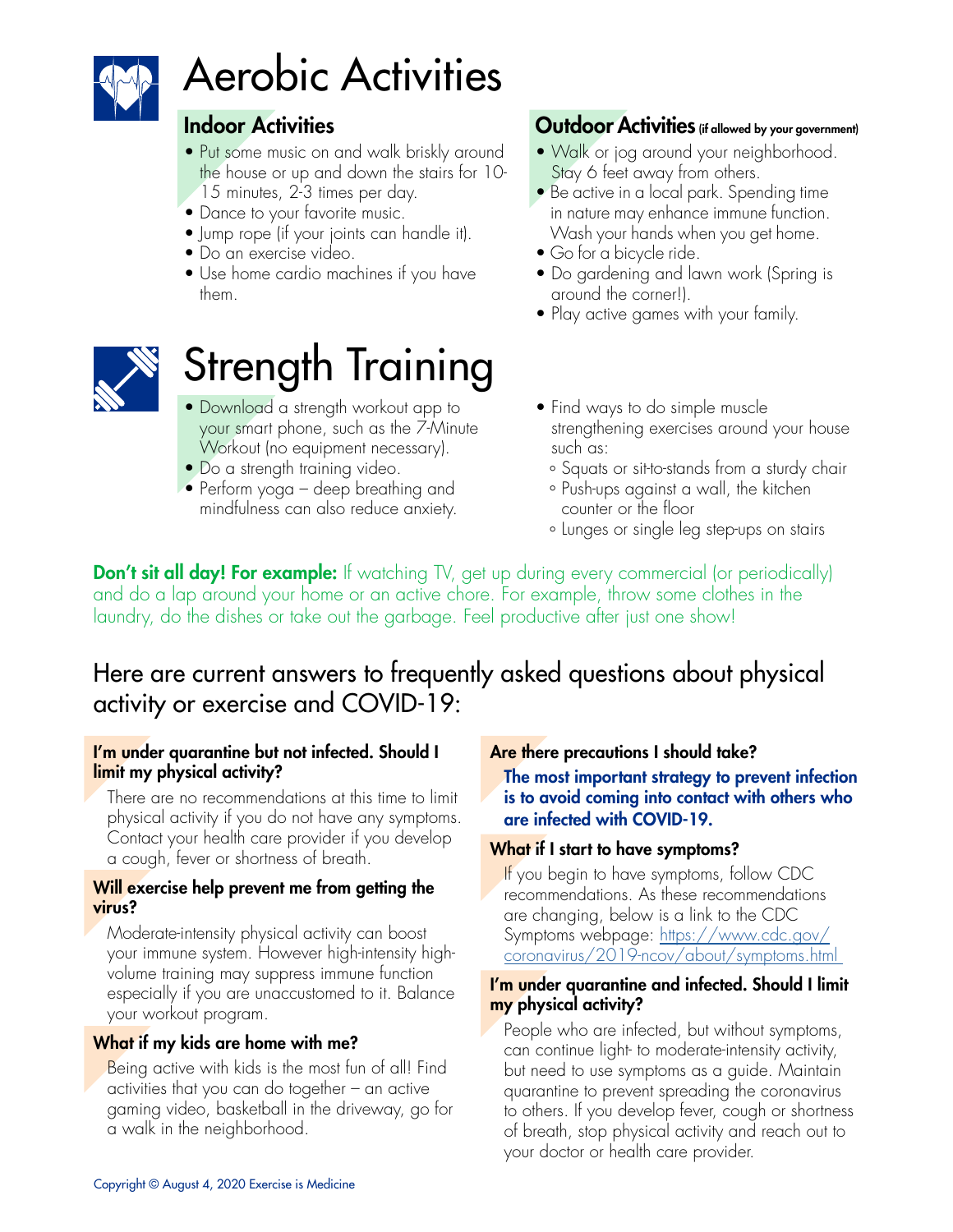# Aerobic Activities

## Indoor Activities

- Put some music on and walk briskly around the house or up and down the stairs for 10-15 minutes, 2-3 times per day.
- Dance to your favorite music.
- Jump rope (if your joints can handle it).
- Do an exercise video.
- Use home cardio machines if you have them.

## Outdoor Activities (if allowed by your government)

- Walk or jog around your neighborhood. Stay 6 feet away from others.
- Be active in a local park. Spending time in nature may enhance immune function. Wash your hands when you get home.
- Go for a bicycle ride.
- Do gardening and lawn work (Spring is around the corner!).
- Play active games with your family.

# Strength Training

- Download a strength workout app to your smart phone, such as the 7-Minute Workout (no equipment necessary).
- Do a strength training video.
- Perform yoga – deep breathing and mindfulness can also reduce anxiety.
- Find ways to do simple muscle strengthening exercises around your house such as:
  - Squats or sit-to-stands from a sturdy chair
  - Push-ups against a wall, the kitchen counter or the floor
  - Lunges or single leg step-ups on stairs

**Don't sit all day! For example:** If watching TV, get up during every commercial (or periodically) and do a lap around your home or an active chore. For example, throw some clothes in the laundry, do the dishes or take out the garbage. Feel productive after just one show!

## Here are current answers to frequently asked questions about physical activity or exercise and COVID-19:

**I'm under quarantine but not infected. Should I limit my physical activity?**

There are no recommendations at this time to limit physical activity if you do not have any symptoms. Contact your health care provider if you develop a cough, fever or shortness of breath.

**Will exercise help prevent me from getting the virus?**

Moderate-intensity physical activity can boost your immune system. However high-intensity high-volume training may suppress immune function especially if you are unaccustomed to it. Balance your workout program.

**What if my kids are home with me?**

Being active with kids is the most fun of all! Find activities that you can do together – an active gaming video, basketball in the driveway, go for a walk in the neighborhood.

**Are there precautions I should take?**

**The most important strategy to prevent infection is to avoid coming into contact with others who are infected with COVID-19.**

**What if I start to have symptoms?**

If you begin to have symptoms, follow CDC recommendations. As these recommendations are changing, below is a link to the CDC Symptoms webpage: https://www.cdc.gov/coronavirus/2019-ncov/about/symptoms.html

**I'm under quarantine and infected. Should I limit my physical activity?**

People who are infected, but without symptoms, can continue light- to moderate-intensity activity, but need to use symptoms as a guide. Maintain quarantine to prevent spreading the coronavirus to others. If you develop fever, cough or shortness of breath, stop physical activity and reach out to your doctor or health care provider.

Copyright © August 4, 2020 Exercise is Medicine